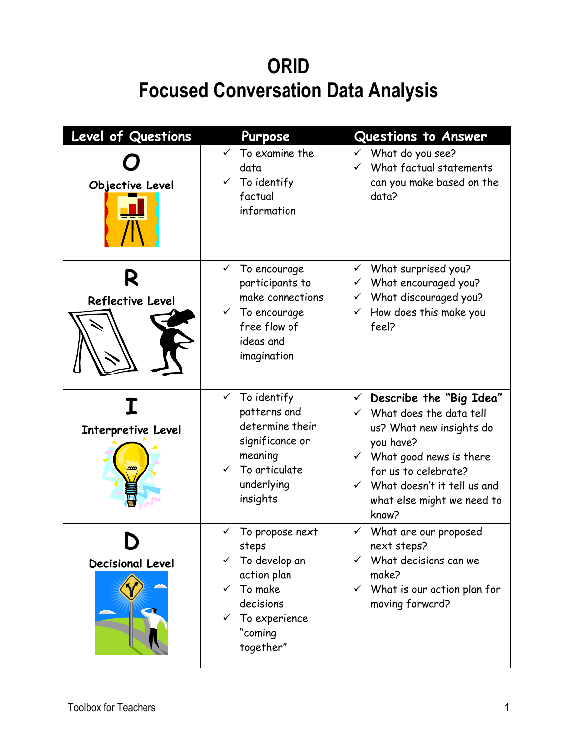# ORID
# Focused Conversation Data Analysis

| Level of Questions | Purpose | Questions to Answer |
|---|---|---|
| **O**<br>**Objective Level** | ✓ To examine the data<br>✓ To identify factual information | ✓ What do you see?<br>✓ What factual statements can you make based on the data? |
| **R**<br>**Reflective Level** | ✓ To encourage participants to make connections<br>✓ To encourage free flow of ideas and imagination | ✓ What surprised you?<br>✓ What encouraged you?<br>✓ What discouraged you?<br>✓ How does this make you feel? |
| **I**<br>**Interpretive Level** | ✓ To identify patterns and determine their significance or meaning<br>✓ To articulate underlying insights | ✓ **Describe the "Big Idea"**<br>✓ What does the data tell us? What new insights do you have?<br>✓ What good news is there for us to celebrate?<br>✓ What doesn't it tell us and what else might we need to know? |
| **D**<br>**Decisional Level** | ✓ To propose next steps<br>✓ To develop an action plan<br>✓ To make decisions<br>✓ To experience "coming together" | ✓ What are our proposed next steps?<br>✓ What decisions can we make?<br>✓ What is our action plan for moving forward? |

Toolbox for Teachers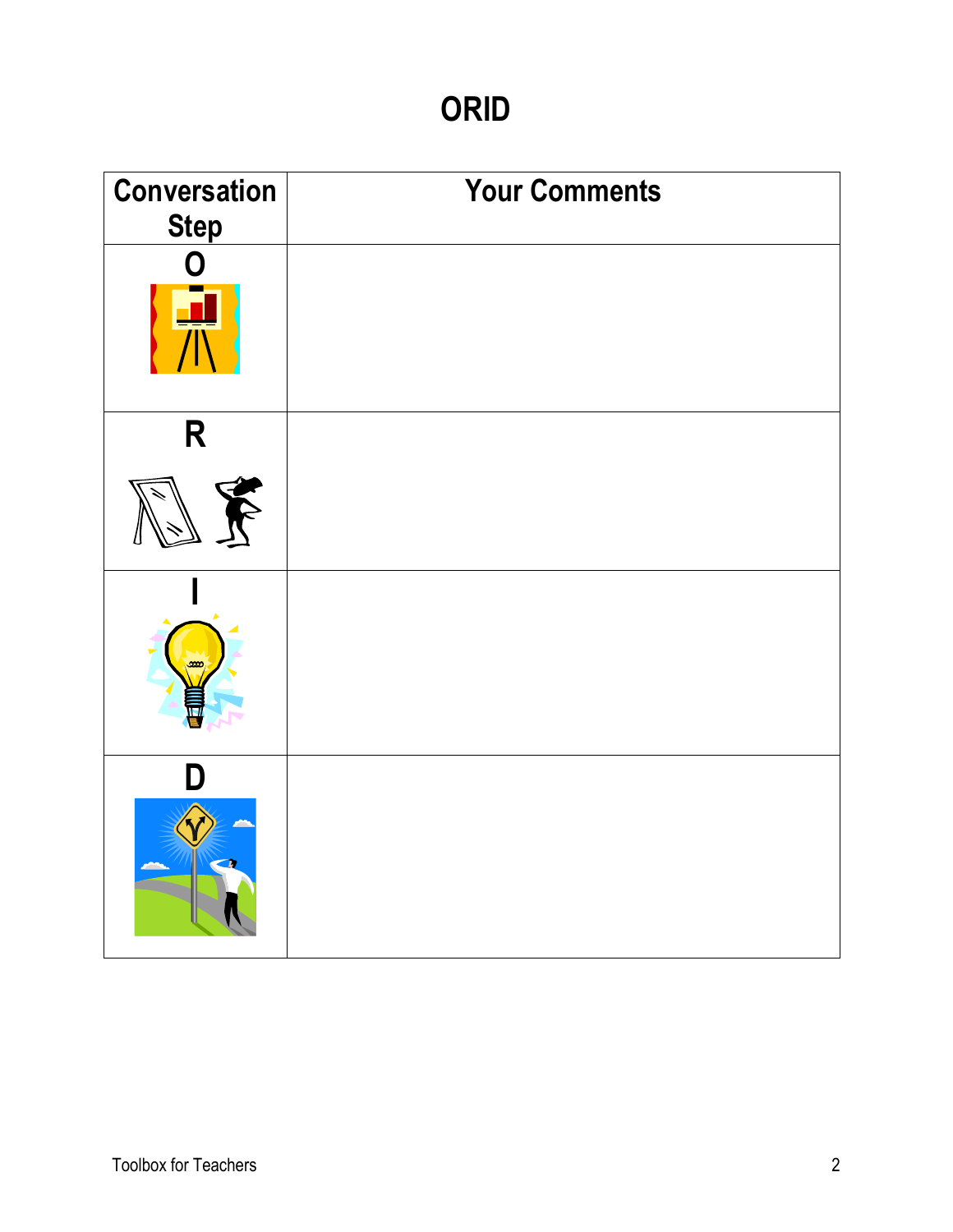# ORID

| Conversation Step | Your Comments |
| --- | --- |
| O | |
| R | |
| I | |
| D | |